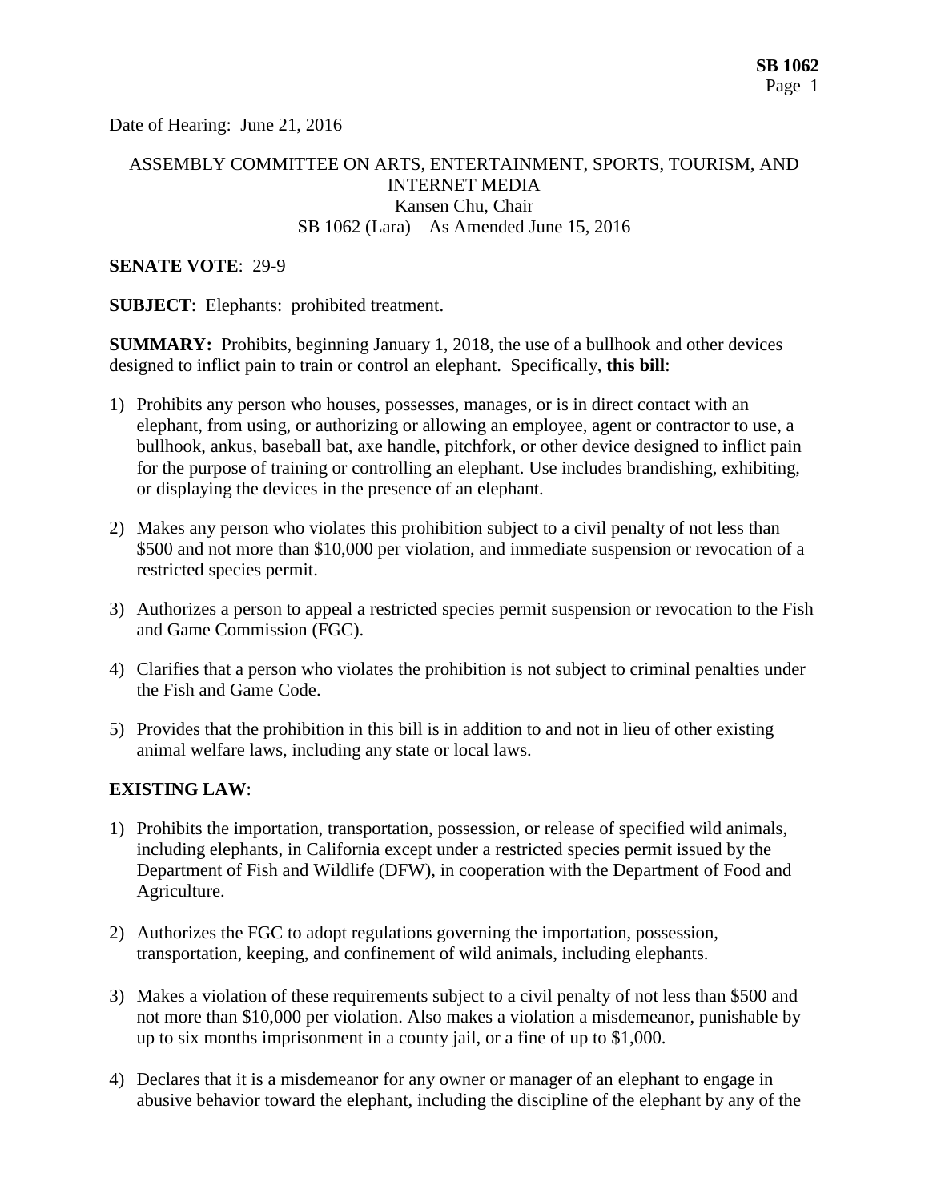Date of Hearing: June 21, 2016

ASSEMBLY COMMITTEE ON ARTS, ENTERTAINMENT, SPORTS, TOURISM, AND INTERNET MEDIA
Kansen Chu, Chair
SB 1062 (Lara) – As Amended June 15, 2016

**SENATE VOTE**: 29-9

**SUBJECT**: Elephants: prohibited treatment.

**SUMMARY:** Prohibits, beginning January 1, 2018, the use of a bullhook and other devices designed to inflict pain to train or control an elephant. Specifically, **this bill**:

1) Prohibits any person who houses, possesses, manages, or is in direct contact with an elephant, from using, or authorizing or allowing an employee, agent or contractor to use, a bullhook, ankus, baseball bat, axe handle, pitchfork, or other device designed to inflict pain for the purpose of training or controlling an elephant. Use includes brandishing, exhibiting, or displaying the devices in the presence of an elephant.

2) Makes any person who violates this prohibition subject to a civil penalty of not less than $500 and not more than $10,000 per violation, and immediate suspension or revocation of a restricted species permit.

3) Authorizes a person to appeal a restricted species permit suspension or revocation to the Fish and Game Commission (FGC).

4) Clarifies that a person who violates the prohibition is not subject to criminal penalties under the Fish and Game Code.

5) Provides that the prohibition in this bill is in addition to and not in lieu of other existing animal welfare laws, including any state or local laws.

**EXISTING LAW**:

1) Prohibits the importation, transportation, possession, or release of specified wild animals, including elephants, in California except under a restricted species permit issued by the Department of Fish and Wildlife (DFW), in cooperation with the Department of Food and Agriculture.

2) Authorizes the FGC to adopt regulations governing the importation, possession, transportation, keeping, and confinement of wild animals, including elephants.

3) Makes a violation of these requirements subject to a civil penalty of not less than $500 and not more than $10,000 per violation. Also makes a violation a misdemeanor, punishable by up to six months imprisonment in a county jail, or a fine of up to $1,000.

4) Declares that it is a misdemeanor for any owner or manager of an elephant to engage in abusive behavior toward the elephant, including the discipline of the elephant by any of the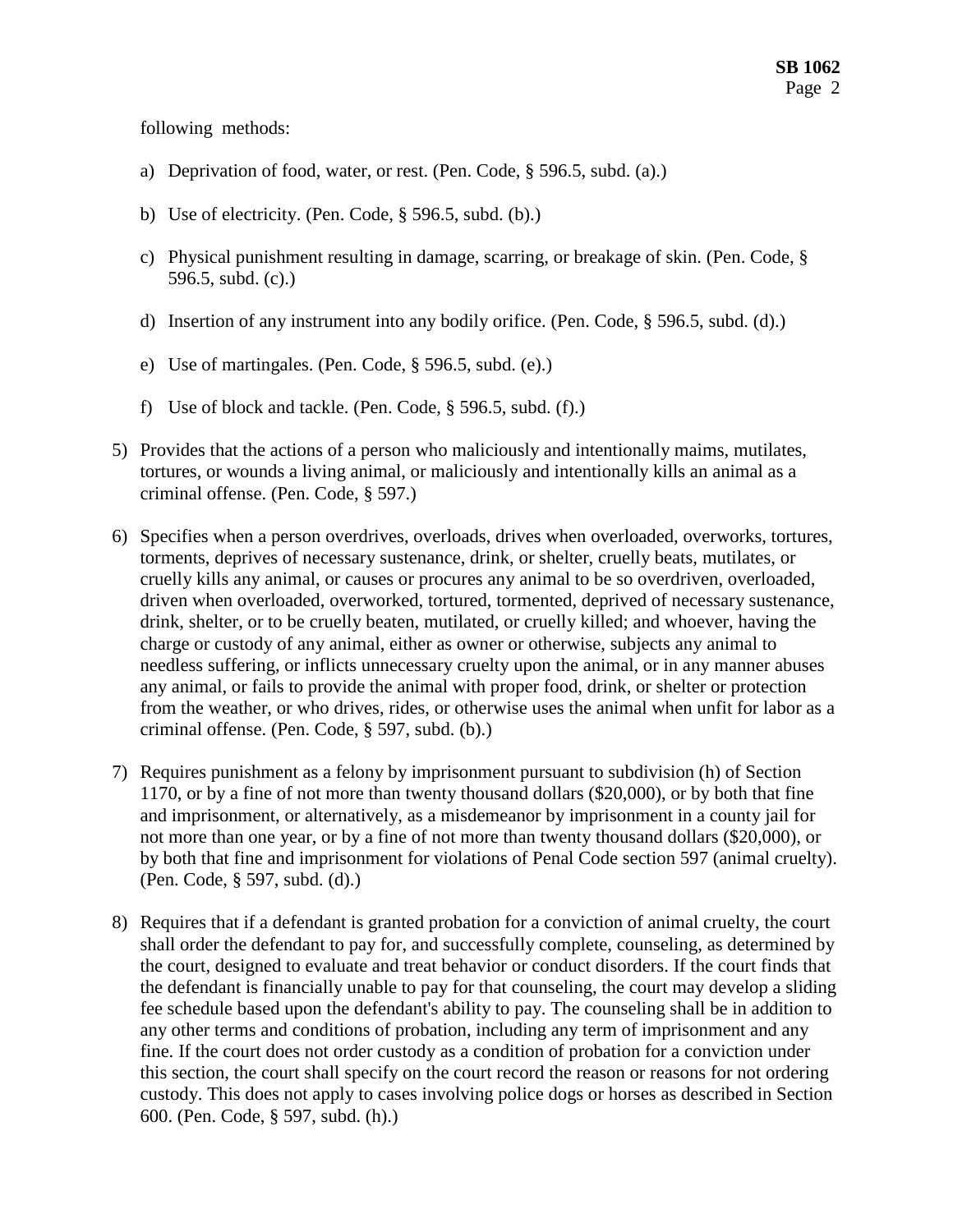following methods:

a) Deprivation of food, water, or rest. (Pen. Code, § 596.5, subd. (a).)

b) Use of electricity. (Pen. Code, § 596.5, subd. (b).)

c) Physical punishment resulting in damage, scarring, or breakage of skin. (Pen. Code, § 596.5, subd. (c).)

d) Insertion of any instrument into any bodily orifice. (Pen. Code, § 596.5, subd. (d).)

e) Use of martingales. (Pen. Code, § 596.5, subd. (e).)

f) Use of block and tackle. (Pen. Code, § 596.5, subd. (f).)

5) Provides that the actions of a person who maliciously and intentionally maims, mutilates, tortures, or wounds a living animal, or maliciously and intentionally kills an animal as a criminal offense. (Pen. Code, § 597.)

6) Specifies when a person overdrives, overloads, drives when overloaded, overworks, tortures, torments, deprives of necessary sustenance, drink, or shelter, cruelly beats, mutilates, or cruelly kills any animal, or causes or procures any animal to be so overdriven, overloaded, driven when overloaded, overworked, tortured, tormented, deprived of necessary sustenance, drink, shelter, or to be cruelly beaten, mutilated, or cruelly killed; and whoever, having the charge or custody of any animal, either as owner or otherwise, subjects any animal to needless suffering, or inflicts unnecessary cruelty upon the animal, or in any manner abuses any animal, or fails to provide the animal with proper food, drink, or shelter or protection from the weather, or who drives, rides, or otherwise uses the animal when unfit for labor as a criminal offense. (Pen. Code, § 597, subd. (b).)

7) Requires punishment as a felony by imprisonment pursuant to subdivision (h) of Section 1170, or by a fine of not more than twenty thousand dollars ($20,000), or by both that fine and imprisonment, or alternatively, as a misdemeanor by imprisonment in a county jail for not more than one year, or by a fine of not more than twenty thousand dollars ($20,000), or by both that fine and imprisonment for violations of Penal Code section 597 (animal cruelty). (Pen. Code, § 597, subd. (d).)

8) Requires that if a defendant is granted probation for a conviction of animal cruelty, the court shall order the defendant to pay for, and successfully complete, counseling, as determined by the court, designed to evaluate and treat behavior or conduct disorders. If the court finds that the defendant is financially unable to pay for that counseling, the court may develop a sliding fee schedule based upon the defendant's ability to pay. The counseling shall be in addition to any other terms and conditions of probation, including any term of imprisonment and any fine. If the court does not order custody as a condition of probation for a conviction under this section, the court shall specify on the court record the reason or reasons for not ordering custody. This does not apply to cases involving police dogs or horses as described in Section 600. (Pen. Code, § 597, subd. (h).)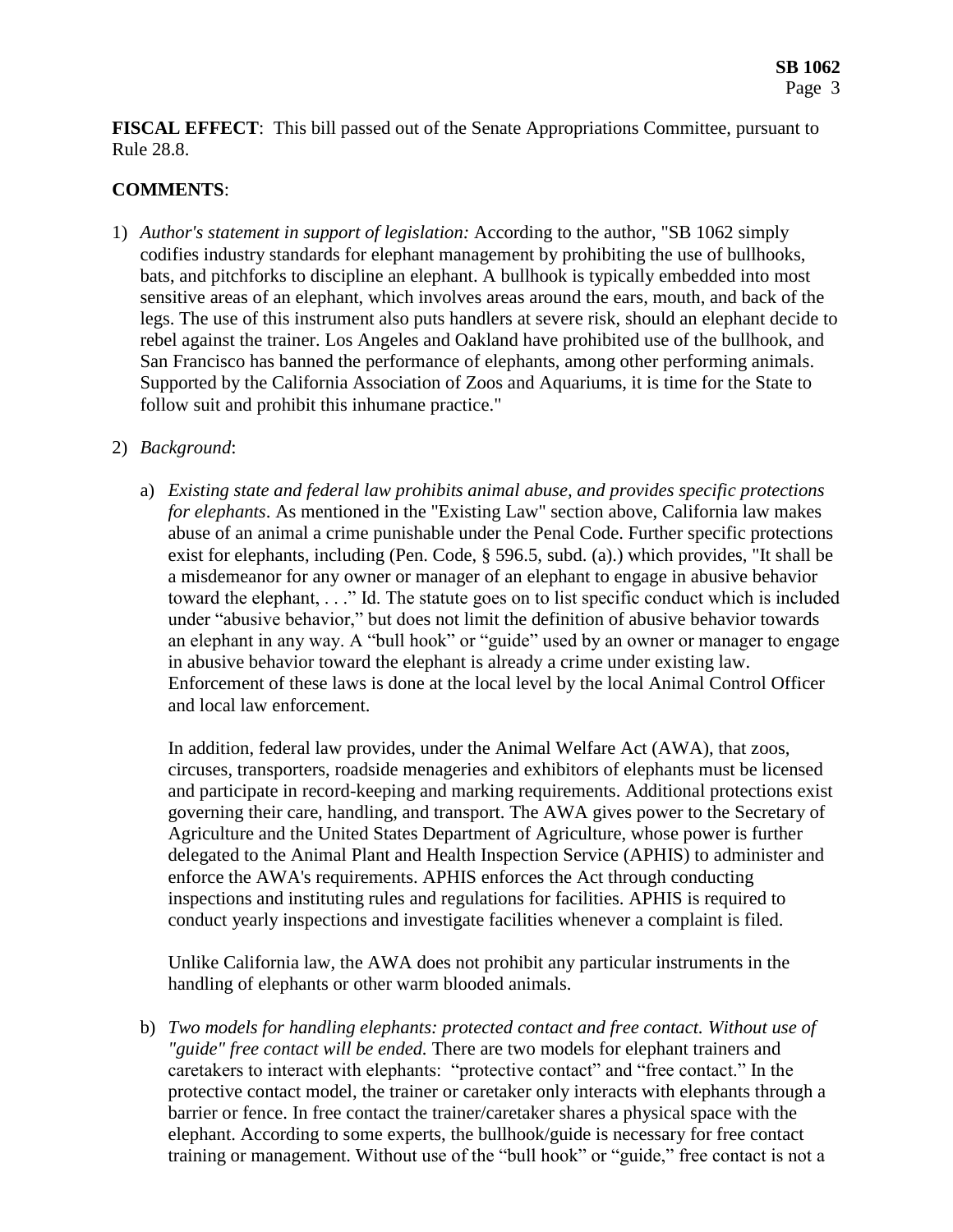**FISCAL EFFECT**: This bill passed out of the Senate Appropriations Committee, pursuant to Rule 28.8.

**COMMENTS**:

1) *Author's statement in support of legislation:* According to the author, "SB 1062 simply codifies industry standards for elephant management by prohibiting the use of bullhooks, bats, and pitchforks to discipline an elephant. A bullhook is typically embedded into most sensitive areas of an elephant, which involves areas around the ears, mouth, and back of the legs. The use of this instrument also puts handlers at severe risk, should an elephant decide to rebel against the trainer. Los Angeles and Oakland have prohibited use of the bullhook, and San Francisco has banned the performance of elephants, among other performing animals. Supported by the California Association of Zoos and Aquariums, it is time for the State to follow suit and prohibit this inhumane practice."

2) *Background*:

   a) *Existing state and federal law prohibits animal abuse, and provides specific protections for elephants*. As mentioned in the "Existing Law" section above, California law makes abuse of an animal a crime punishable under the Penal Code. Further specific protections exist for elephants, including (Pen. Code, § 596.5, subd. (a).) which provides, "It shall be a misdemeanor for any owner or manager of an elephant to engage in abusive behavior toward the elephant, . . ." Id. The statute goes on to list specific conduct which is included under "abusive behavior," but does not limit the definition of abusive behavior towards an elephant in any way. A "bull hook" or "guide" used by an owner or manager to engage in abusive behavior toward the elephant is already a crime under existing law. Enforcement of these laws is done at the local level by the local Animal Control Officer and local law enforcement.

      In addition, federal law provides, under the Animal Welfare Act (AWA), that zoos, circuses, transporters, roadside menageries and exhibitors of elephants must be licensed and participate in record-keeping and marking requirements. Additional protections exist governing their care, handling, and transport. The AWA gives power to the Secretary of Agriculture and the United States Department of Agriculture, whose power is further delegated to the Animal Plant and Health Inspection Service (APHIS) to administer and enforce the AWA's requirements. APHIS enforces the Act through conducting inspections and instituting rules and regulations for facilities. APHIS is required to conduct yearly inspections and investigate facilities whenever a complaint is filed.

      Unlike California law, the AWA does not prohibit any particular instruments in the handling of elephants or other warm blooded animals.

   b) *Two models for handling elephants: protected contact and free contact. Without use of "guide" free contact will be ended.* There are two models for elephant trainers and caretakers to interact with elephants: "protective contact" and "free contact." In the protective contact model, the trainer or caretaker only interacts with elephants through a barrier or fence. In free contact the trainer/caretaker shares a physical space with the elephant. According to some experts, the bullhook/guide is necessary for free contact training or management. Without use of the "bull hook" or "guide," free contact is not a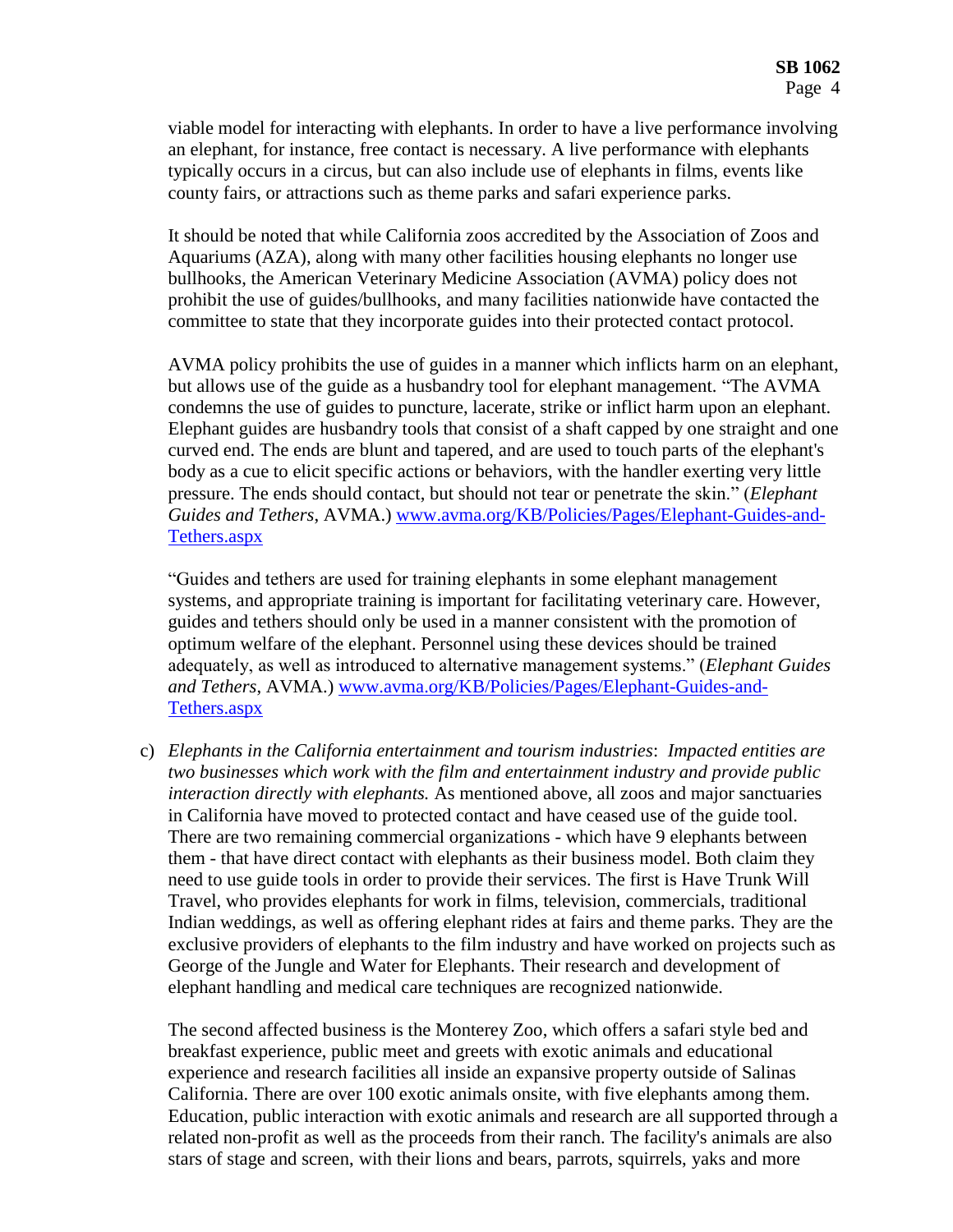viable model for interacting with elephants. In order to have a live performance involving an elephant, for instance, free contact is necessary. A live performance with elephants typically occurs in a circus, but can also include use of elephants in films, events like county fairs, or attractions such as theme parks and safari experience parks.

It should be noted that while California zoos accredited by the Association of Zoos and Aquariums (AZA), along with many other facilities housing elephants no longer use bullhooks, the American Veterinary Medicine Association (AVMA) policy does not prohibit the use of guides/bullhooks, and many facilities nationwide have contacted the committee to state that they incorporate guides into their protected contact protocol.

AVMA policy prohibits the use of guides in a manner which inflicts harm on an elephant, but allows use of the guide as a husbandry tool for elephant management. "The AVMA condemns the use of guides to puncture, lacerate, strike or inflict harm upon an elephant. Elephant guides are husbandry tools that consist of a shaft capped by one straight and one curved end. The ends are blunt and tapered, and are used to touch parts of the elephant's body as a cue to elicit specific actions or behaviors, with the handler exerting very little pressure. The ends should contact, but should not tear or penetrate the skin." (*Elephant Guides and Tethers*, AVMA.) [www.avma.org/KB/Policies/Pages/Elephant-Guides-and-Tethers.aspx](www.avma.org/KB/Policies/Pages/Elephant-Guides-and-Tethers.aspx)

"Guides and tethers are used for training elephants in some elephant management systems, and appropriate training is important for facilitating veterinary care. However, guides and tethers should only be used in a manner consistent with the promotion of optimum welfare of the elephant. Personnel using these devices should be trained adequately, as well as introduced to alternative management systems." (*Elephant Guides and Tethers*, AVMA.) [www.avma.org/KB/Policies/Pages/Elephant-Guides-and-Tethers.aspx](www.avma.org/KB/Policies/Pages/Elephant-Guides-and-Tethers.aspx)

c) *Elephants in the California entertainment and tourism industries*: *Impacted entities are two businesses which work with the film and entertainment industry and provide public interaction directly with elephants.* As mentioned above, all zoos and major sanctuaries in California have moved to protected contact and have ceased use of the guide tool. There are two remaining commercial organizations - which have 9 elephants between them - that have direct contact with elephants as their business model. Both claim they need to use guide tools in order to provide their services. The first is Have Trunk Will Travel, who provides elephants for work in films, television, commercials, traditional Indian weddings, as well as offering elephant rides at fairs and theme parks. They are the exclusive providers of elephants to the film industry and have worked on projects such as George of the Jungle and Water for Elephants. Their research and development of elephant handling and medical care techniques are recognized nationwide.

The second affected business is the Monterey Zoo, which offers a safari style bed and breakfast experience, public meet and greets with exotic animals and educational experience and research facilities all inside an expansive property outside of Salinas California. There are over 100 exotic animals onsite, with five elephants among them. Education, public interaction with exotic animals and research are all supported through a related non-profit as well as the proceeds from their ranch. The facility's animals are also stars of stage and screen, with their lions and bears, parrots, squirrels, yaks and more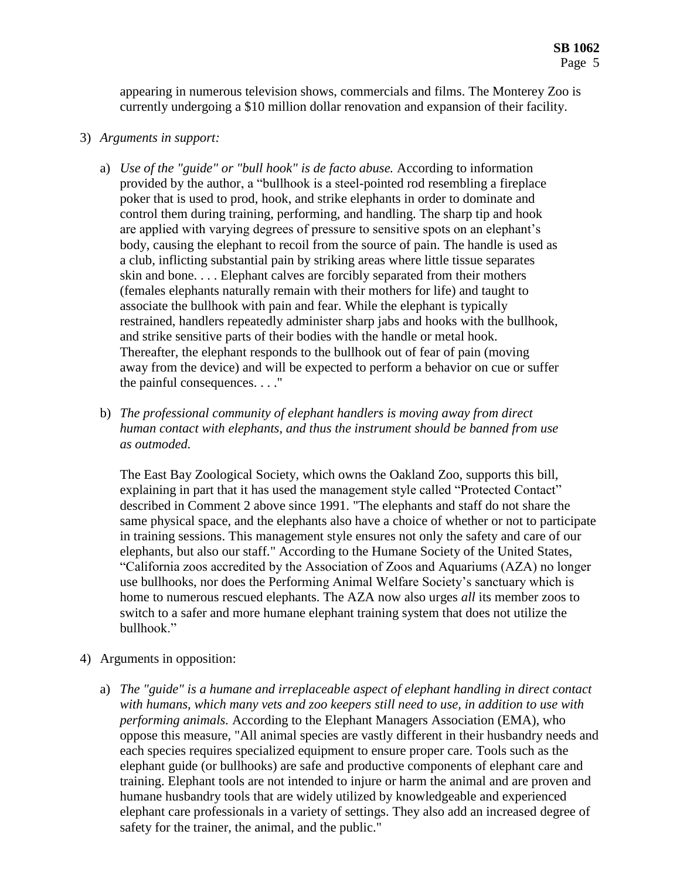appearing in numerous television shows, commercials and films. The Monterey Zoo is currently undergoing a $10 million dollar renovation and expansion of their facility.

3) *Arguments in support:*

   a) *Use of the "guide" or "bull hook" is de facto abuse.* According to information provided by the author, a "bullhook is a steel-pointed rod resembling a fireplace poker that is used to prod, hook, and strike elephants in order to dominate and control them during training, performing, and handling. The sharp tip and hook are applied with varying degrees of pressure to sensitive spots on an elephant's body, causing the elephant to recoil from the source of pain. The handle is used as a club, inflicting substantial pain by striking areas where little tissue separates skin and bone. . . . Elephant calves are forcibly separated from their mothers (females elephants naturally remain with their mothers for life) and taught to associate the bullhook with pain and fear. While the elephant is typically restrained, handlers repeatedly administer sharp jabs and hooks with the bullhook, and strike sensitive parts of their bodies with the handle or metal hook. Thereafter, the elephant responds to the bullhook out of fear of pain (moving away from the device) and will be expected to perform a behavior on cue or suffer the painful consequences. . . ."

   b) *The professional community of elephant handlers is moving away from direct human contact with elephants, and thus the instrument should be banned from use as outmoded.*

      The East Bay Zoological Society, which owns the Oakland Zoo, supports this bill, explaining in part that it has used the management style called "Protected Contact" described in Comment 2 above since 1991. "The elephants and staff do not share the same physical space, and the elephants also have a choice of whether or not to participate in training sessions. This management style ensures not only the safety and care of our elephants, but also our staff." According to the Humane Society of the United States, "California zoos accredited by the Association of Zoos and Aquariums (AZA) no longer use bullhooks, nor does the Performing Animal Welfare Society's sanctuary which is home to numerous rescued elephants. The AZA now also urges *all* its member zoos to switch to a safer and more humane elephant training system that does not utilize the bullhook."

4) Arguments in opposition:

   a) *The "guide" is a humane and irreplaceable aspect of elephant handling in direct contact with humans, which many vets and zoo keepers still need to use, in addition to use with performing animals.* According to the Elephant Managers Association (EMA), who oppose this measure, "All animal species are vastly different in their husbandry needs and each species requires specialized equipment to ensure proper care. Tools such as the elephant guide (or bullhooks) are safe and productive components of elephant care and training. Elephant tools are not intended to injure or harm the animal and are proven and humane husbandry tools that are widely utilized by knowledgeable and experienced elephant care professionals in a variety of settings. They also add an increased degree of safety for the trainer, the animal, and the public."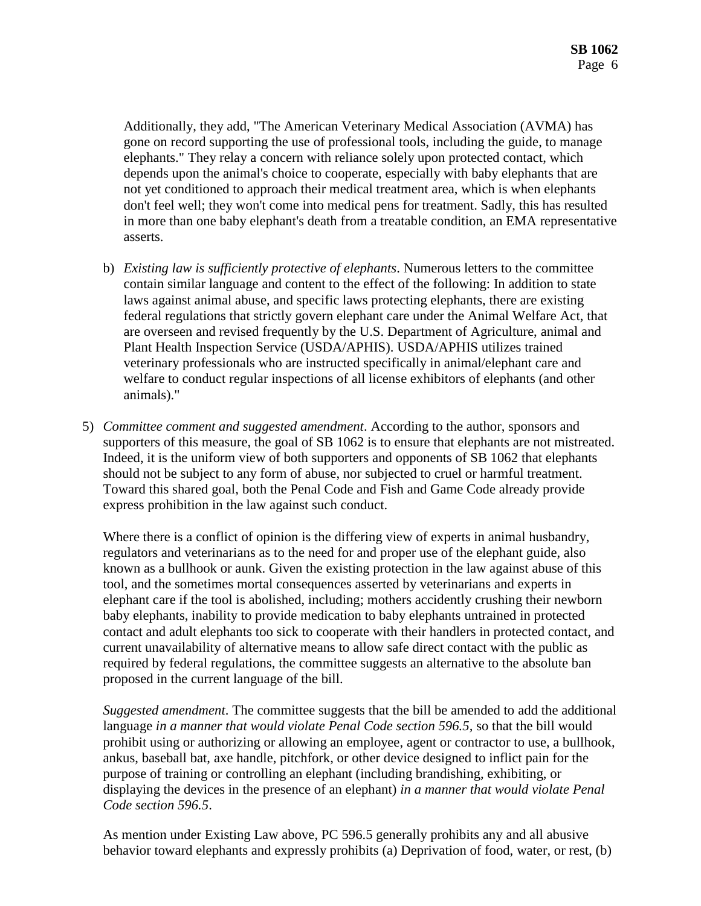Additionally, they add, "The American Veterinary Medical Association (AVMA) has gone on record supporting the use of professional tools, including the guide, to manage elephants." They relay a concern with reliance solely upon protected contact, which depends upon the animal's choice to cooperate, especially with baby elephants that are not yet conditioned to approach their medical treatment area, which is when elephants don't feel well; they won't come into medical pens for treatment. Sadly, this has resulted in more than one baby elephant's death from a treatable condition, an EMA representative asserts.

b) *Existing law is sufficiently protective of elephants*. Numerous letters to the committee contain similar language and content to the effect of the following: In addition to state laws against animal abuse, and specific laws protecting elephants, there are existing federal regulations that strictly govern elephant care under the Animal Welfare Act, that are overseen and revised frequently by the U.S. Department of Agriculture, animal and Plant Health Inspection Service (USDA/APHIS). USDA/APHIS utilizes trained veterinary professionals who are instructed specifically in animal/elephant care and welfare to conduct regular inspections of all license exhibitors of elephants (and other animals)."

5) *Committee comment and suggested amendment*. According to the author, sponsors and supporters of this measure, the goal of SB 1062 is to ensure that elephants are not mistreated. Indeed, it is the uniform view of both supporters and opponents of SB 1062 that elephants should not be subject to any form of abuse, nor subjected to cruel or harmful treatment. Toward this shared goal, both the Penal Code and Fish and Game Code already provide express prohibition in the law against such conduct.

   Where there is a conflict of opinion is the differing view of experts in animal husbandry, regulators and veterinarians as to the need for and proper use of the elephant guide, also known as a bullhook or aunk. Given the existing protection in the law against abuse of this tool, and the sometimes mortal consequences asserted by veterinarians and experts in elephant care if the tool is abolished, including; mothers accidently crushing their newborn baby elephants, inability to provide medication to baby elephants untrained in protected contact and adult elephants too sick to cooperate with their handlers in protected contact, and current unavailability of alternative means to allow safe direct contact with the public as required by federal regulations, the committee suggests an alternative to the absolute ban proposed in the current language of the bill.

   *Suggested amendment*. The committee suggests that the bill be amended to add the additional language *in a manner that would violate Penal Code section 596.5,* so that the bill would prohibit using or authorizing or allowing an employee, agent or contractor to use, a bullhook, ankus, baseball bat, axe handle, pitchfork, or other device designed to inflict pain for the purpose of training or controlling an elephant (including brandishing, exhibiting, or displaying the devices in the presence of an elephant) *in a manner that would violate Penal Code section 596.5*.

   As mention under Existing Law above, PC 596.5 generally prohibits any and all abusive behavior toward elephants and expressly prohibits (a) Deprivation of food, water, or rest, (b)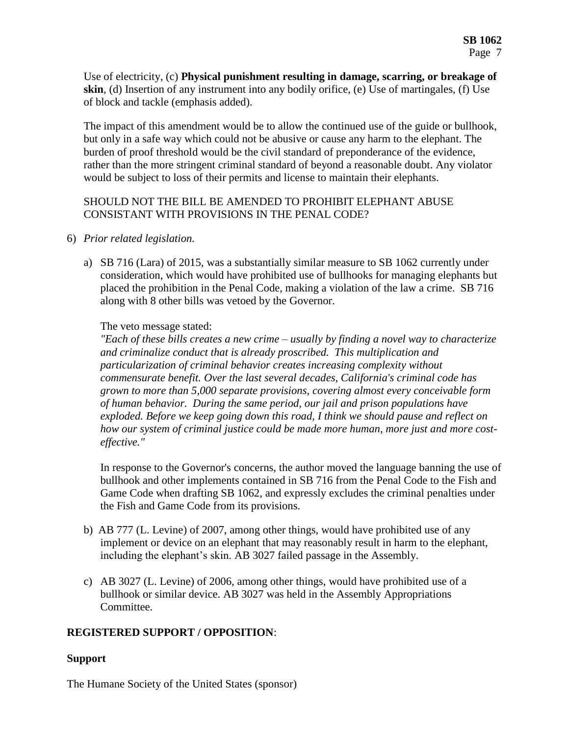Use of electricity, (c) **Physical punishment resulting in damage, scarring, or breakage of skin**, (d) Insertion of any instrument into any bodily orifice, (e) Use of martingales, (f) Use of block and tackle (emphasis added).

The impact of this amendment would be to allow the continued use of the guide or bullhook, but only in a safe way which could not be abusive or cause any harm to the elephant. The burden of proof threshold would be the civil standard of preponderance of the evidence, rather than the more stringent criminal standard of beyond a reasonable doubt. Any violator would be subject to loss of their permits and license to maintain their elephants.

SHOULD NOT THE BILL BE AMENDED TO PROHIBIT ELEPHANT ABUSE CONSISTANT WITH PROVISIONS IN THE PENAL CODE?

6) *Prior related legislation.*

   a) SB 716 (Lara) of 2015, was a substantially similar measure to SB 1062 currently under consideration, which would have prohibited use of bullhooks for managing elephants but placed the prohibition in the Penal Code, making a violation of the law a crime. SB 716 along with 8 other bills was vetoed by the Governor.

      The veto message stated:
      *"Each of these bills creates a new crime – usually by finding a novel way to characterize and criminalize conduct that is already proscribed. This multiplication and particularization of criminal behavior creates increasing complexity without commensurate benefit. Over the last several decades, California's criminal code has grown to more than 5,000 separate provisions, covering almost every conceivable form of human behavior. During the same period, our jail and prison populations have exploded. Before we keep going down this road, I think we should pause and reflect on how our system of criminal justice could be made more human, more just and more cost-effective."*

      In response to the Governor's concerns, the author moved the language banning the use of bullhook and other implements contained in SB 716 from the Penal Code to the Fish and Game Code when drafting SB 1062, and expressly excludes the criminal penalties under the Fish and Game Code from its provisions.

   b) AB 777 (L. Levine) of 2007, among other things, would have prohibited use of any implement or device on an elephant that may reasonably result in harm to the elephant, including the elephant's skin. AB 3027 failed passage in the Assembly.

   c) AB 3027 (L. Levine) of 2006, among other things, would have prohibited use of a bullhook or similar device. AB 3027 was held in the Assembly Appropriations Committee.

**REGISTERED SUPPORT / OPPOSITION**:

**Support**

The Humane Society of the United States (sponsor)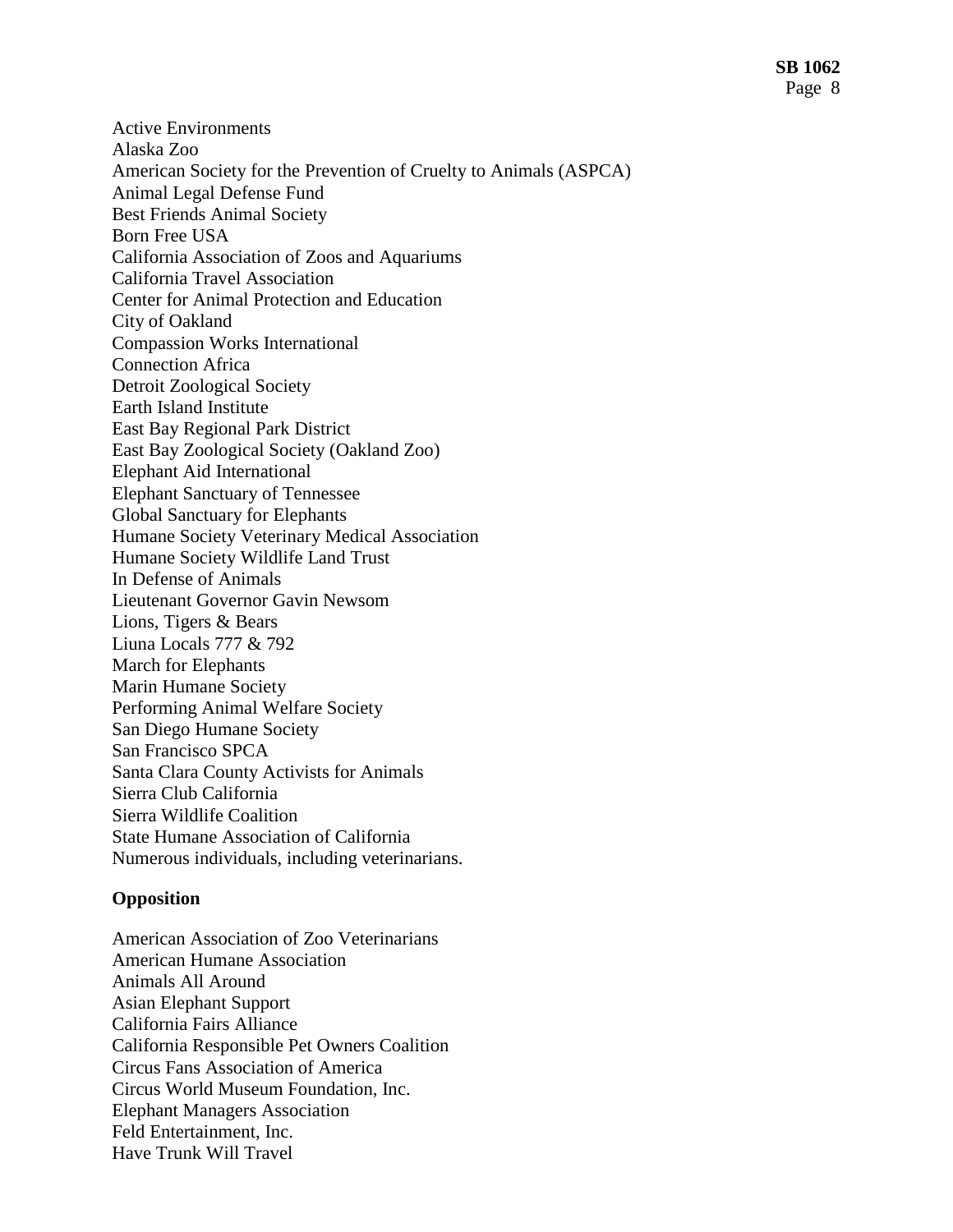Active Environments
Alaska Zoo
American Society for the Prevention of Cruelty to Animals (ASPCA)
Animal Legal Defense Fund
Best Friends Animal Society
Born Free USA
California Association of Zoos and Aquariums
California Travel Association
Center for Animal Protection and Education
City of Oakland
Compassion Works International
Connection Africa
Detroit Zoological Society
Earth Island Institute
East Bay Regional Park District
East Bay Zoological Society (Oakland Zoo)
Elephant Aid International
Elephant Sanctuary of Tennessee
Global Sanctuary for Elephants
Humane Society Veterinary Medical Association
Humane Society Wildlife Land Trust
In Defense of Animals
Lieutenant Governor Gavin Newsom
Lions, Tigers & Bears
Liuna Locals 777 & 792
March for Elephants
Marin Humane Society
Performing Animal Welfare Society
San Diego Humane Society
San Francisco SPCA
Santa Clara County Activists for Animals
Sierra Club California
Sierra Wildlife Coalition
State Humane Association of California
Numerous individuals, including veterinarians.

**Opposition**

American Association of Zoo Veterinarians
American Humane Association
Animals All Around
Asian Elephant Support
California Fairs Alliance
California Responsible Pet Owners Coalition
Circus Fans Association of America
Circus World Museum Foundation, Inc.
Elephant Managers Association
Feld Entertainment, Inc.
Have Trunk Will Travel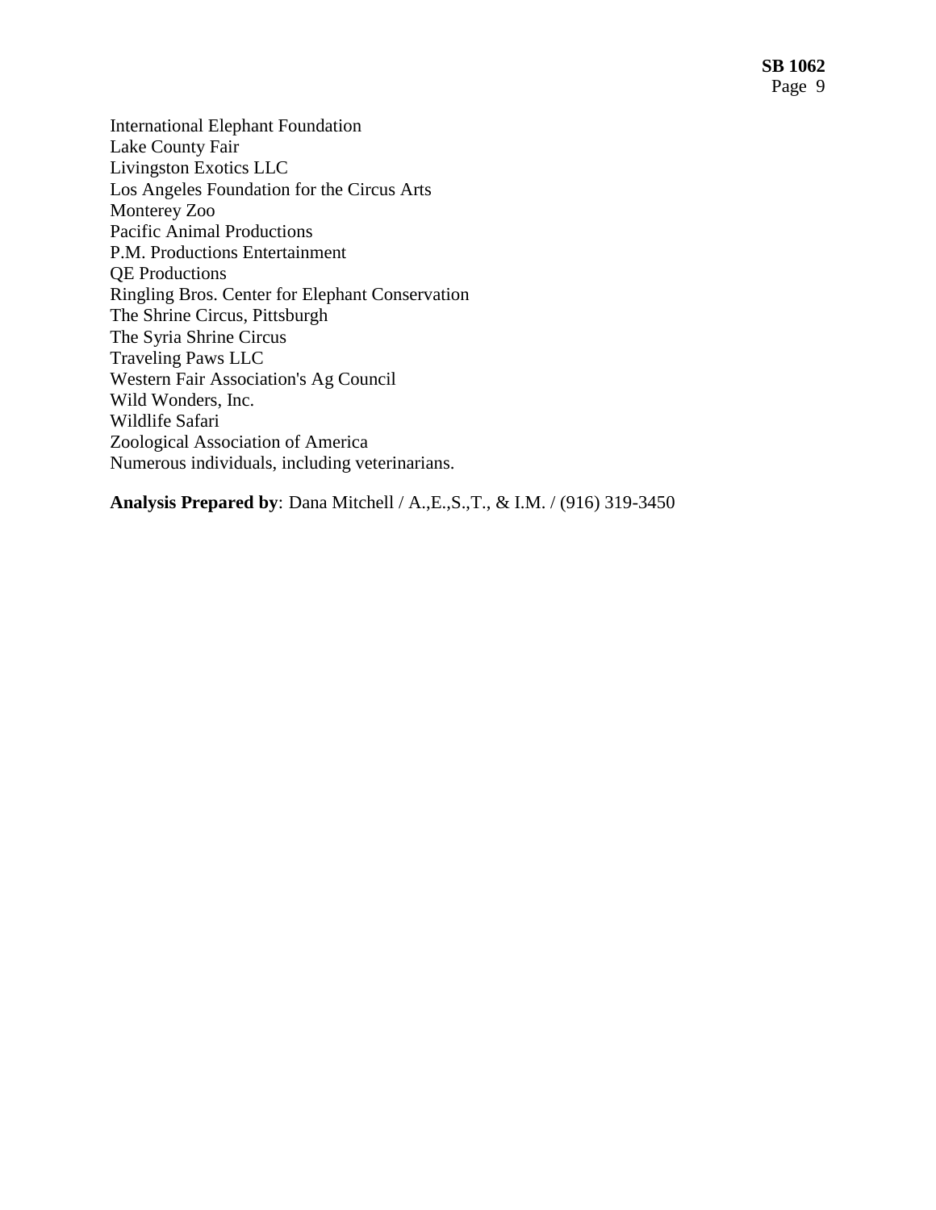International Elephant Foundation
Lake County Fair
Livingston Exotics LLC
Los Angeles Foundation for the Circus Arts
Monterey Zoo
Pacific Animal Productions
P.M. Productions Entertainment
QE Productions
Ringling Bros. Center for Elephant Conservation
The Shrine Circus, Pittsburgh
The Syria Shrine Circus
Traveling Paws LLC
Western Fair Association's Ag Council
Wild Wonders, Inc.
Wildlife Safari
Zoological Association of America
Numerous individuals, including veterinarians.

**Analysis Prepared by**: Dana Mitchell / A.,E.,S.,T., & I.M. / (916) 319-3450